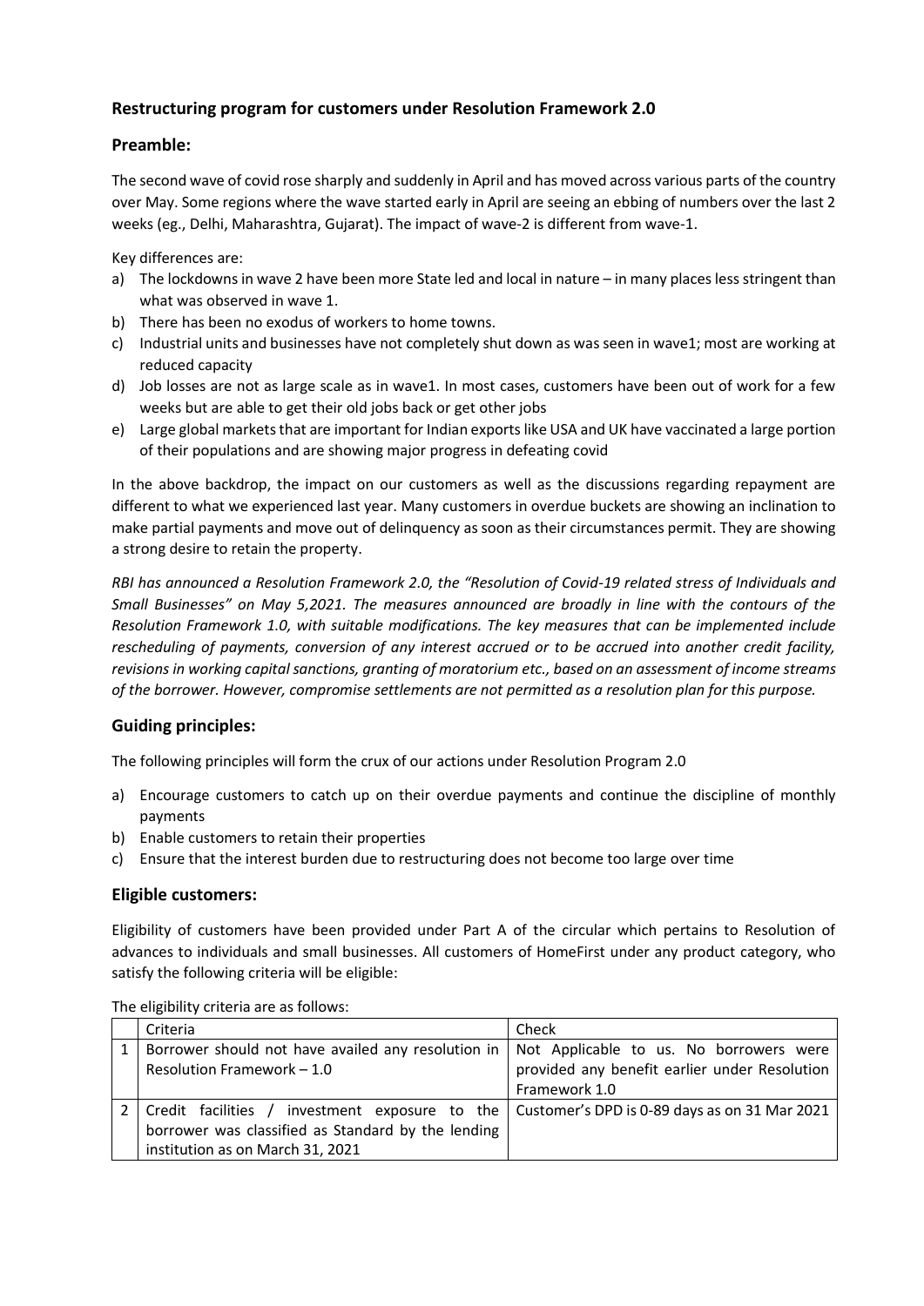## Restructuring program for customers under Resolution Framework 2.0

### Preamble:

The second wave of covid rose sharply and suddenly in April and has moved across various parts of the country over May. Some regions where the wave started early in April are seeing an ebbing of numbers over the last 2 weeks (eg., Delhi, Maharashtra, Gujarat). The impact of wave-2 is different from wave-1.

Key differences are:

a) The lockdowns in wave 2 have been more State led and local in nature – in many places less stringent than what was observed in wave 1.
b) There has been no exodus of workers to home towns.
c) Industrial units and businesses have not completely shut down as was seen in wave1; most are working at reduced capacity
d) Job losses are not as large scale as in wave1. In most cases, customers have been out of work for a few weeks but are able to get their old jobs back or get other jobs
e) Large global markets that are important for Indian exports like USA and UK have vaccinated a large portion of their populations and are showing major progress in defeating covid

In the above backdrop, the impact on our customers as well as the discussions regarding repayment are different to what we experienced last year. Many customers in overdue buckets are showing an inclination to make partial payments and move out of delinquency as soon as their circumstances permit. They are showing a strong desire to retain the property.

*RBI has announced a Resolution Framework 2.0, the "Resolution of Covid-19 related stress of Individuals and Small Businesses" on May 5,2021. The measures announced are broadly in line with the contours of the Resolution Framework 1.0, with suitable modifications. The key measures that can be implemented include rescheduling of payments, conversion of any interest accrued or to be accrued into another credit facility, revisions in working capital sanctions, granting of moratorium etc., based on an assessment of income streams of the borrower. However, compromise settlements are not permitted as a resolution plan for this purpose.*

### Guiding principles:

The following principles will form the crux of our actions under Resolution Program 2.0

a) Encourage customers to catch up on their overdue payments and continue the discipline of monthly payments
b) Enable customers to retain their properties
c) Ensure that the interest burden due to restructuring does not become too large over time

### Eligible customers:

Eligibility of customers have been provided under Part A of the circular which pertains to Resolution of advances to individuals and small businesses. All customers of HomeFirst under any product category, who satisfy the following criteria will be eligible:

The eligibility criteria are as follows:

| | Criteria | Check |
|---|---|---|
| 1 | Borrower should not have availed any resolution in Resolution Framework – 1.0 | Not Applicable to us. No borrowers were provided any benefit earlier under Resolution Framework 1.0 |
| 2 | Credit facilities / investment exposure to the borrower was classified as Standard by the lending institution as on March 31, 2021 | Customer's DPD is 0-89 days as on 31 Mar 2021 |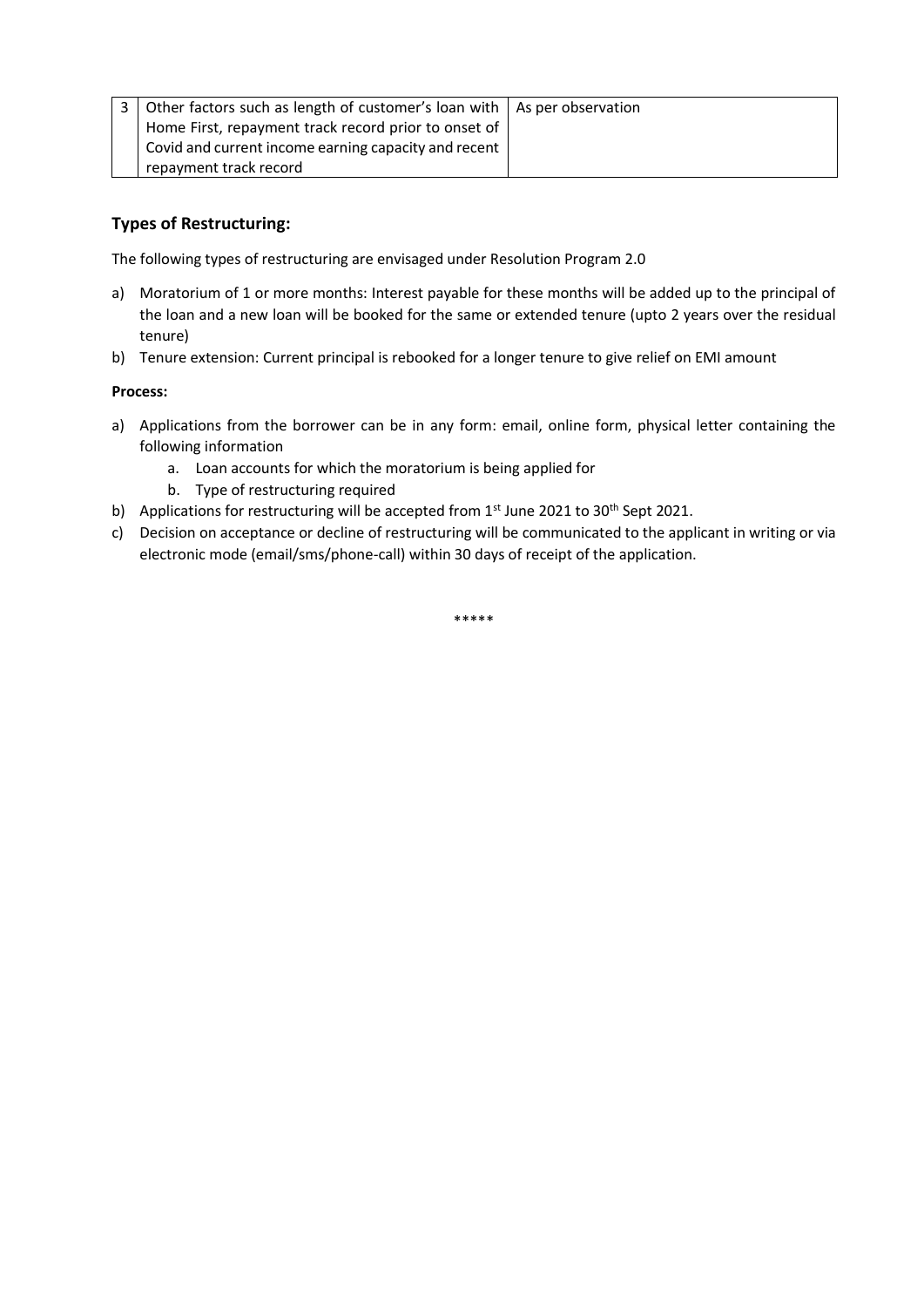| | | |
|---|---|---|
| 3 | Other factors such as length of customer's loan with Home First, repayment track record prior to onset of Covid and current income earning capacity and recent repayment track record | As per observation |

## Types of Restructuring:

The following types of restructuring are envisaged under Resolution Program 2.0

a) Moratorium of 1 or more months: Interest payable for these months will be added up to the principal of the loan and a new loan will be booked for the same or extended tenure (upto 2 years over the residual tenure)

b) Tenure extension: Current principal is rebooked for a longer tenure to give relief on EMI amount

**Process:**

a) Applications from the borrower can be in any form: email, online form, physical letter containing the following information
   a. Loan accounts for which the moratorium is being applied for
   b. Type of restructuring required

b) Applications for restructuring will be accepted from 1st June 2021 to 30th Sept 2021.

c) Decision on acceptance or decline of restructuring will be communicated to the applicant in writing or via electronic mode (email/sms/phone-call) within 30 days of receipt of the application.

*****